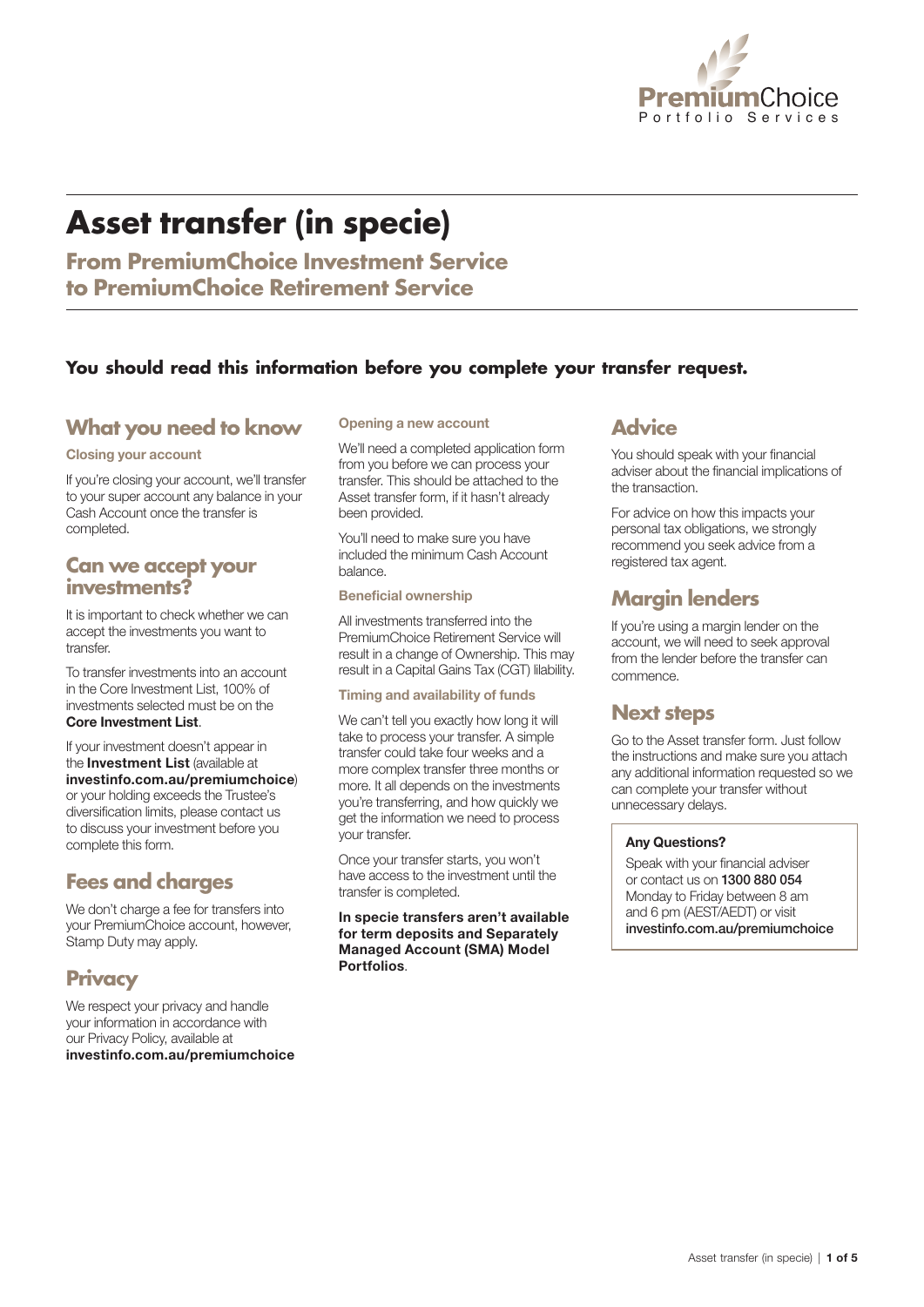# Asset transfer (in specie)

## From PremiumChoice Investment Service to PremiumChoice Retirement Service

**You should read this information before you complete your transfer request.**

## What you need to know

### Closing your account

If you're closing your account, we'll transfer to your super account any balance in your Cash Account once the transfer is completed.

## Can we accept your investments?

It is important to check whether we can accept the investments you want to transfer.

To transfer investments into an account in the Core Investment List, 100% of investments selected must be on the **Core Investment List**.

If your investment doesn't appear in the **Investment List** (available at **investinfo.com.au/premiumchoice**) or your holding exceeds the Trustee's diversification limits, please contact us to discuss your investment before you complete this form.

## Fees and charges

We don't charge a fee for transfers into your PremiumChoice account, however, Stamp Duty may apply.

## Privacy

We respect your privacy and handle your information in accordance with our Privacy Policy, available at **investinfo.com.au/premiumchoice**

### Opening a new account

We'll need a completed application form from you before we can process your transfer. This should be attached to the Asset transfer form, if it hasn't already been provided.

You'll need to make sure you have included the minimum Cash Account balance.

### Beneficial ownership

All investments transferred into the PremiumChoice Retirement Service will result in a change of Ownership. This may result in a Capital Gains Tax (CGT) lilability.

### Timing and availability of funds

We can't tell you exactly how long it will take to process your transfer. A simple transfer could take four weeks and a more complex transfer three months or more. It all depends on the investments you're transferring, and how quickly we get the information we need to process your transfer.

Once your transfer starts, you won't have access to the investment until the transfer is completed.

**In specie transfers aren't available for term deposits and Separately Managed Account (SMA) Model Portfolios**.

## Advice

You should speak with your financial adviser about the financial implications of the transaction.

For advice on how this impacts your personal tax obligations, we strongly recommend you seek advice from a registered tax agent.

## Margin lenders

If you're using a margin lender on the account, we will need to seek approval from the lender before the transfer can commence.

## Next steps

Go to the Asset transfer form. Just follow the instructions and make sure you attach any additional information requested so we can complete your transfer without unnecessary delays.

**Any Questions?**

Speak with your financial adviser or contact us on 1300 880 054 Monday to Friday between 8 am and 6 pm (AEST/AEDT) or visit investinfo.com.au/premiumchoice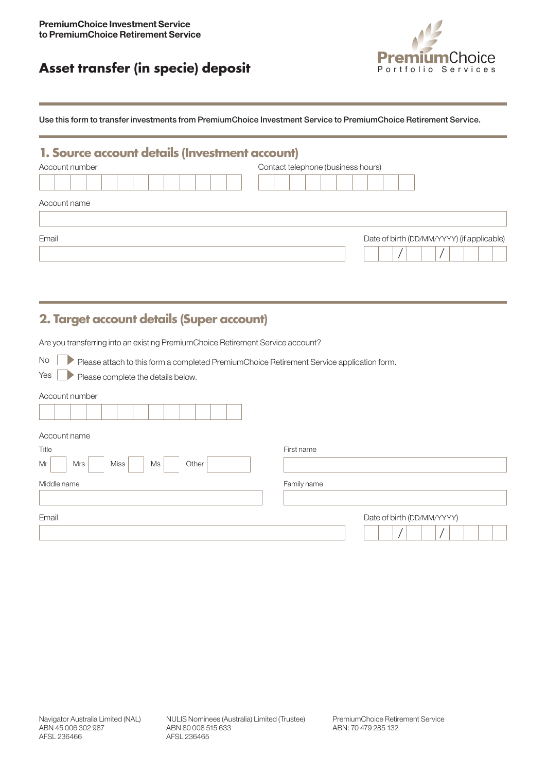PremiumChoice Investment Service
to PremiumChoice Retirement Service

# Asset transfer (in specie) deposit

PremiumChoice Portfolio Services

Use this form to transfer investments from PremiumChoice Investment Service to PremiumChoice Retirement Service.

## 1. Source account details (Investment account)

Account number

Contact telephone (business hours)

Account name

Email

Date of birth (DD/MM/YYYY) (if applicable)

  /  /

## 2. Target account details (Super account)

Are you transferring into an existing PremiumChoice Retirement Service account?

No ☐ Please attach to this form a completed PremiumChoice Retirement Service application form.

Yes ☐ Please complete the details below.

Account number

Account name

Title

Mr ☐ Mrs ☐ Miss ☐ Ms ☐ Other ☐

First name

Middle name

Family name

Email

Date of birth (DD/MM/YYYY)

  /  /

Navigator Australia Limited (NAL)
ABN 45 006 302 987
AFSL 236466

NULIS Nominees (Australia) Limited (Trustee)
ABN 80 008 515 633
AFSL 236465

PremiumChoice Retirement Service
ABN: 70 479 285 132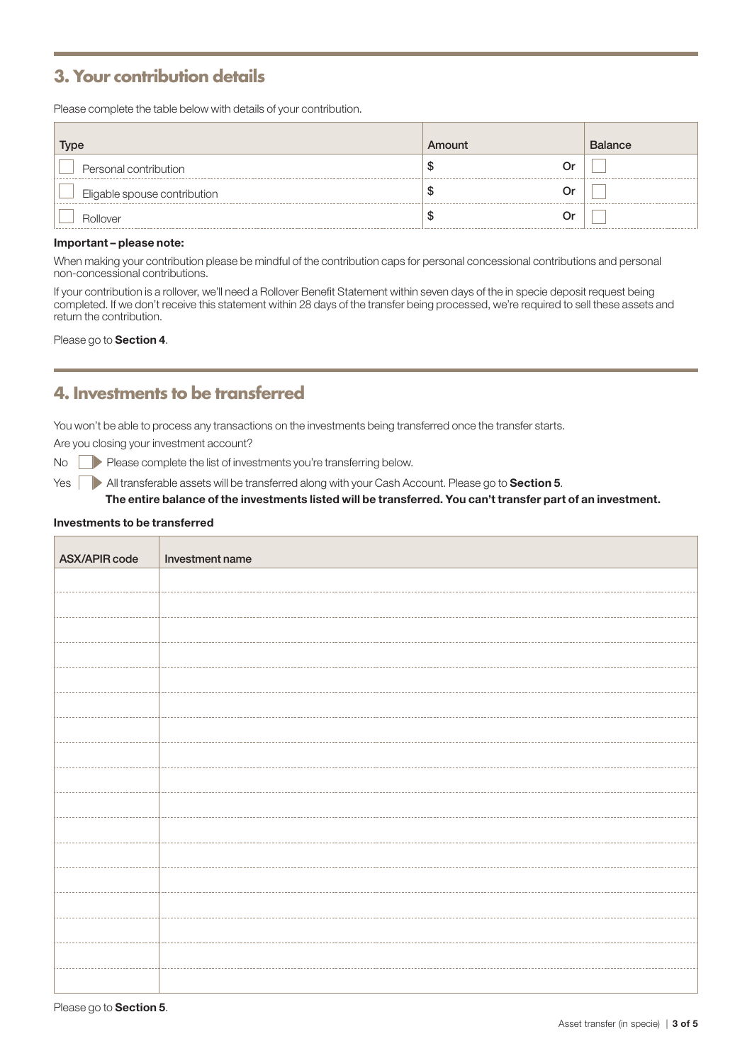## 3. Your contribution details

Please complete the table below with details of your contribution.

| Type | Amount | Balance |
| --- | --- | --- |
| ☐ Personal contribution | $ Or | ☐ |
| ☐ Eligable spouse contribution | $ Or | ☐ |
| ☐ Rollover | $ Or | ☐ |

**Important – please note:**

When making your contribution please be mindful of the contribution caps for personal concessional contributions and personal non-concessional contributions.

If your contribution is a rollover, we'll need a Rollover Benefit Statement within seven days of the in specie deposit request being completed. If we don't receive this statement within 28 days of the transfer being processed, we're required to sell these assets and return the contribution.

Please go to **Section 4**.

## 4. Investments to be transferred

You won't be able to process any transactions on the investments being transferred once the transfer starts.

Are you closing your investment account?

No ☐ ▶ Please complete the list of investments you're transferring below.

Yes ☐ ▶ All transferable assets will be transferred along with your Cash Account. Please go to **Section 5**.

**The entire balance of the investments listed will be transferred. You can't transfer part of an investment.**

**Investments to be transferred**

| ASX/APIR code | Investment name |
| --- | --- |
| | |
| | |
| | |
| | |
| | |
| | |
| | |
| | |
| | |
| | |
| | |
| | |
| | |
| | |
| | |
| | |
| | |

Please go to **Section 5**.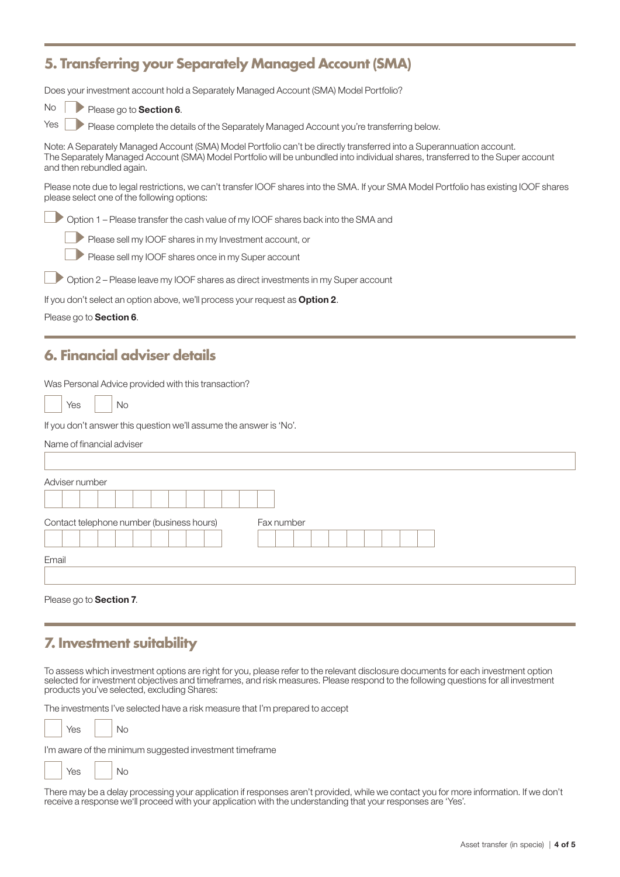## 5. Transferring your Separately Managed Account (SMA)

Does your investment account hold a Separately Managed Account (SMA) Model Portfolio?

- No ☐ Please go to **Section 6**.
- Yes ☐ Please complete the details of the Separately Managed Account you're transferring below.

Note: A Separately Managed Account (SMA) Model Portfolio can't be directly transferred into a Superannuation account. The Separately Managed Account (SMA) Model Portfolio will be unbundled into individual shares, transferred to the Super account and then rebundled again.

Please note due to legal restrictions, we can't transfer IOOF shares into the SMA. If your SMA Model Portfolio has existing IOOF shares please select one of the following options:

- ☐ Option 1 – Please transfer the cash value of my IOOF shares back into the SMA and
  - ☐ Please sell my IOOF shares in my Investment account, or
  - ☐ Please sell my IOOF shares once in my Super account
- ☐ Option 2 – Please leave my IOOF shares as direct investments in my Super account

If you don't select an option above, we'll process your request as **Option 2**.

Please go to **Section 6**.

## 6. Financial adviser details

Was Personal Advice provided with this transaction?

☐ Yes ☐ No

If you don't answer this question we'll assume the answer is 'No'.

Name of financial adviser

Adviser number

Contact telephone number (business hours)

Fax number

Email

Please go to **Section 7**.

## 7. Investment suitability

To assess which investment options are right for you, please refer to the relevant disclosure documents for each investment option selected for investment objectives and timeframes, and risk measures. Please respond to the following questions for all investment products you've selected, excluding Shares:

The investments I've selected have a risk measure that I'm prepared to accept

☐ Yes ☐ No

I'm aware of the minimum suggested investment timeframe

☐ Yes ☐ No

There may be a delay processing your application if responses aren't provided, while we contact you for more information. If we don't receive a response we'll proceed with your application with the understanding that your responses are 'Yes'.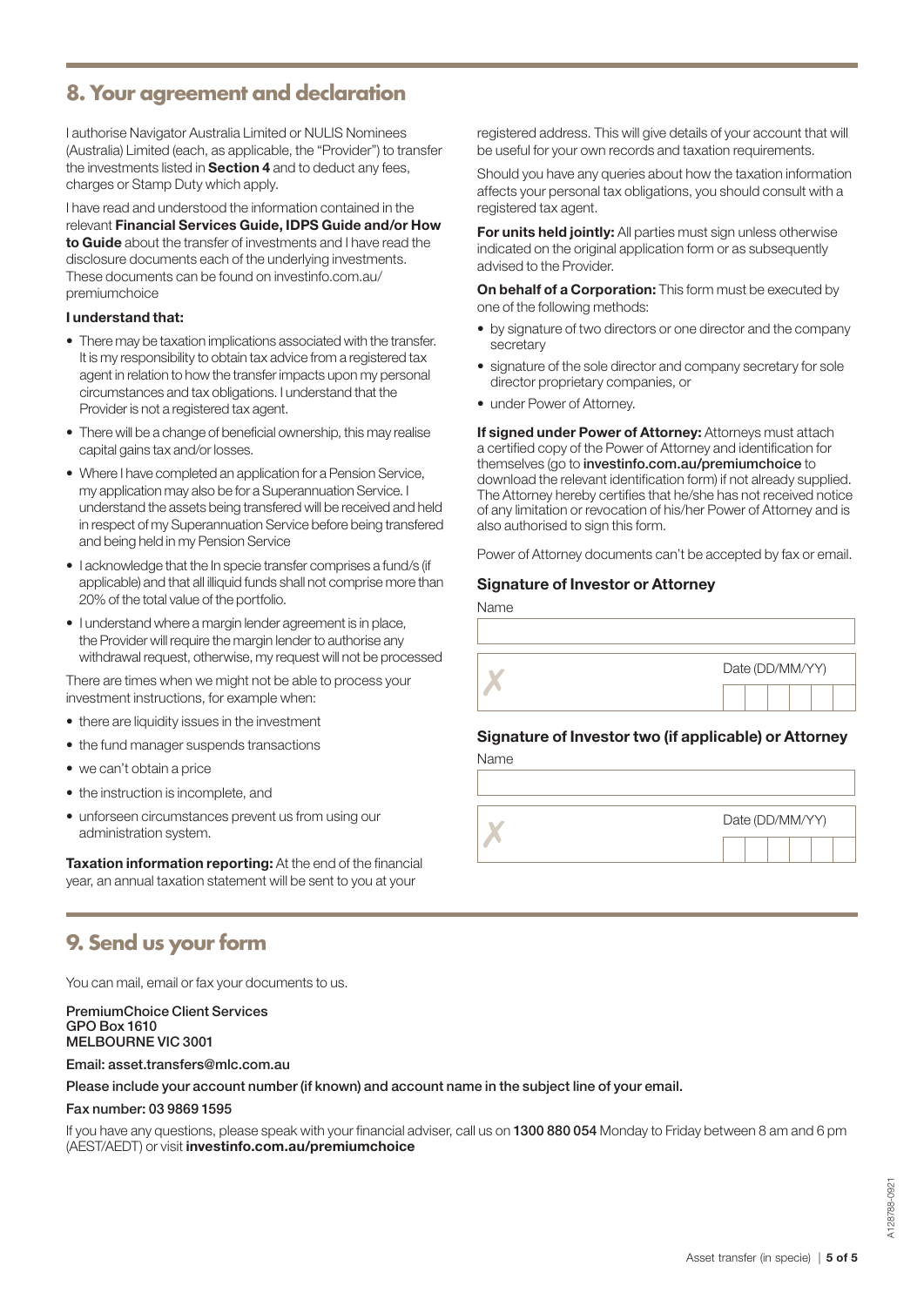## 8. Your agreement and declaration

I authorise Navigator Australia Limited or NULIS Nominees (Australia) Limited (each, as applicable, the "Provider") to transfer the investments listed in **Section 4** and to deduct any fees, charges or Stamp Duty which apply.

I have read and understood the information contained in the relevant **Financial Services Guide, IDPS Guide and/or How to Guide** about the transfer of investments and I have read the disclosure documents each of the underlying investments. These documents can be found on investinfo.com.au/premiumchoice

**I understand that:**

- There may be taxation implications associated with the transfer. It is my responsibility to obtain tax advice from a registered tax agent in relation to how the transfer impacts upon my personal circumstances and tax obligations. I understand that the Provider is not a registered tax agent.
- There will be a change of beneficial ownership, this may realise capital gains tax and/or losses.
- Where I have completed an application for a Pension Service, my application may also be for a Superannuation Service. I understand the assets being transfered will be received and held in respect of my Superannuation Service before being transfered and being held in my Pension Service
- I acknowledge that the In specie transfer comprises a fund/s (if applicable) and that all illiquid funds shall not comprise more than 20% of the total value of the portfolio.
- I understand where a margin lender agreement is in place, the Provider will require the margin lender to authorise any withdrawal request, otherwise, my request will not be processed

There are times when we might not be able to process your investment instructions, for example when:

- there are liquidity issues in the investment
- the fund manager suspends transactions
- we can't obtain a price
- the instruction is incomplete, and
- unforseen circumstances prevent us from using our administration system.

**Taxation information reporting:** At the end of the financial year, an annual taxation statement will be sent to you at your registered address. This will give details of your account that will be useful for your own records and taxation requirements.

Should you have any queries about how the taxation information affects your personal tax obligations, you should consult with a registered tax agent.

**For units held jointly:** All parties must sign unless otherwise indicated on the original application form or as subsequently advised to the Provider.

**On behalf of a Corporation:** This form must be executed by one of the following methods:

- by signature of two directors or one director and the company secretary
- signature of the sole director and company secretary for sole director proprietary companies, or
- under Power of Attorney.

**If signed under Power of Attorney:** Attorneys must attach a certified copy of the Power of Attorney and identification for themselves (go to **investinfo.com.au/premiumchoice** to download the relevant identification form) if not already supplied. The Attorney hereby certifies that he/she has not received notice of any limitation or revocation of his/her Power of Attorney and is also authorised to sign this form.

Power of Attorney documents can't be accepted by fax or email.

### Signature of Investor or Attorney

Name

✗ Date (DD/MM/YY)

### Signature of Investor two (if applicable) or Attorney

Name

✗ Date (DD/MM/YY)

## 9. Send us your form

You can mail, email or fax your documents to us.

**PremiumChoice Client Services**
**GPO Box 1610**
**MELBOURNE VIC 3001**

**Email: asset.transfers@mlc.com.au**

**Please include your account number (if known) and account name in the subject line of your email.**

**Fax number: 03 9869 1595**

If you have any questions, please speak with your financial adviser, call us on **1300 880 054** Monday to Friday between 8 am and 6 pm (AEST/AEDT) or visit **investinfo.com.au/premiumchoice**

A128788-0921